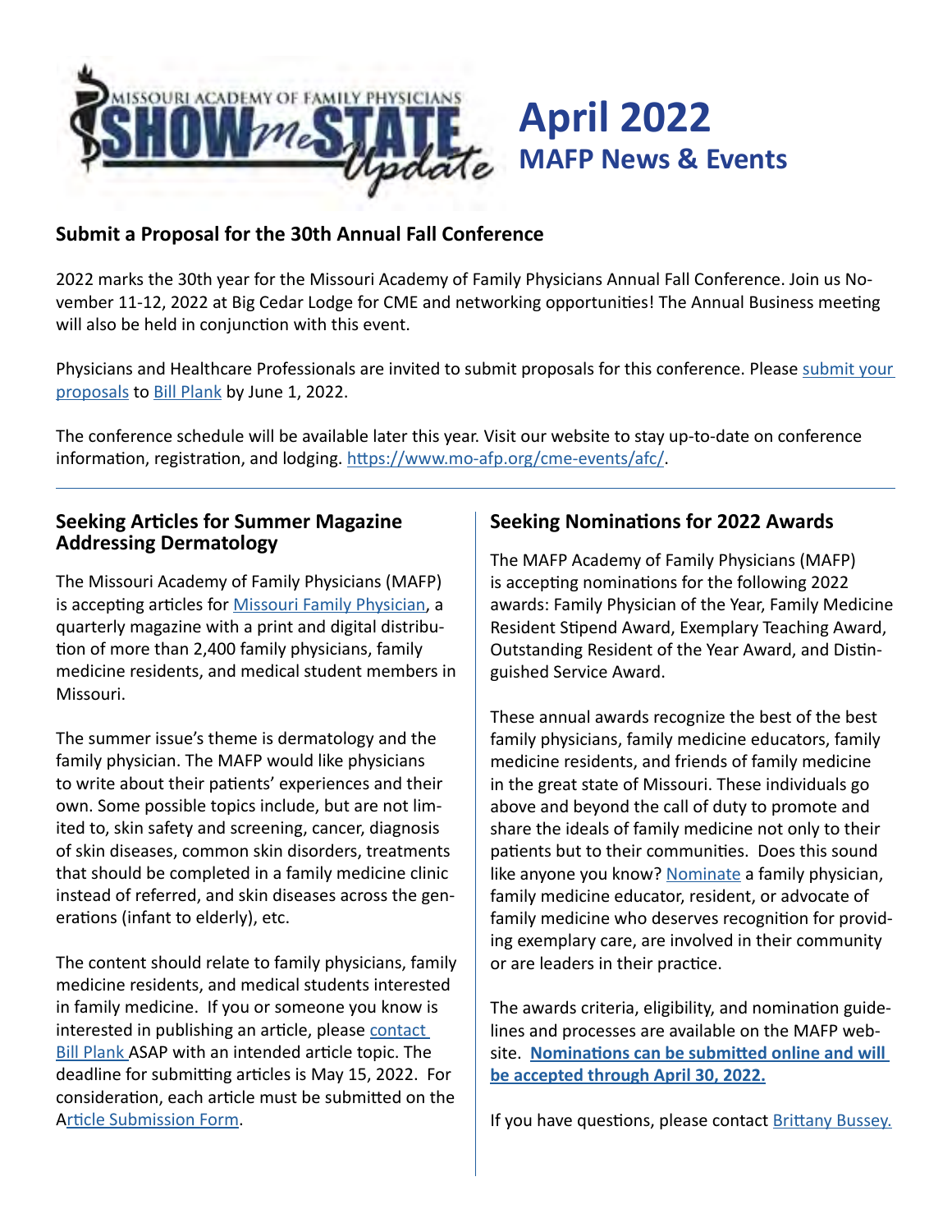# April 2022
## MAFP News & Events

### Submit a Proposal for the 30th Annual Fall Conference

2022 marks the 30th year for the Missouri Academy of Family Physicians Annual Fall Conference. Join us November 11-12, 2022 at Big Cedar Lodge for CME and networking opportunities! The Annual Business meeting will also be held in conjunction with this event.

Physicians and Healthcare Professionals are invited to submit proposals for this conference. Please submit your proposals to Bill Plank by June 1, 2022.

The conference schedule will be available later this year. Visit our website to stay up-to-date on conference information, registration, and lodging. https://www.mo-afp.org/cme-events/afc/.

---

### Seeking Articles for Summer Magazine Addressing Dermatology

The Missouri Academy of Family Physicians (MAFP) is accepting articles for Missouri Family Physician, a quarterly magazine with a print and digital distribution of more than 2,400 family physicians, family medicine residents, and medical student members in Missouri.

The summer issue's theme is dermatology and the family physician. The MAFP would like physicians to write about their patients' experiences and their own. Some possible topics include, but are not limited to, skin safety and screening, cancer, diagnosis of skin diseases, common skin disorders, treatments that should be completed in a family medicine clinic instead of referred, and skin diseases across the generations (infant to elderly), etc.

The content should relate to family physicians, family medicine residents, and medical students interested in family medicine. If you or someone you know is interested in publishing an article, please contact Bill Plank ASAP with an intended article topic. The deadline for submitting articles is May 15, 2022. For consideration, each article must be submitted on the Article Submission Form.

### Seeking Nominations for 2022 Awards

The MAFP Academy of Family Physicians (MAFP) is accepting nominations for the following 2022 awards: Family Physician of the Year, Family Medicine Resident Stipend Award, Exemplary Teaching Award, Outstanding Resident of the Year Award, and Distinguished Service Award.

These annual awards recognize the best of the best family physicians, family medicine educators, family medicine residents, and friends of family medicine in the great state of Missouri. These individuals go above and beyond the call of duty to promote and share the ideals of family medicine not only to their patients but to their communities. Does this sound like anyone you know? Nominate a family physician, family medicine educator, resident, or advocate of family medicine who deserves recognition for providing exemplary care, are involved in their community or are leaders in their practice.

The awards criteria, eligibility, and nomination guidelines and processes are available on the MAFP website. **Nominations can be submitted online and will be accepted through April 30, 2022.**

If you have questions, please contact Brittany Bussey.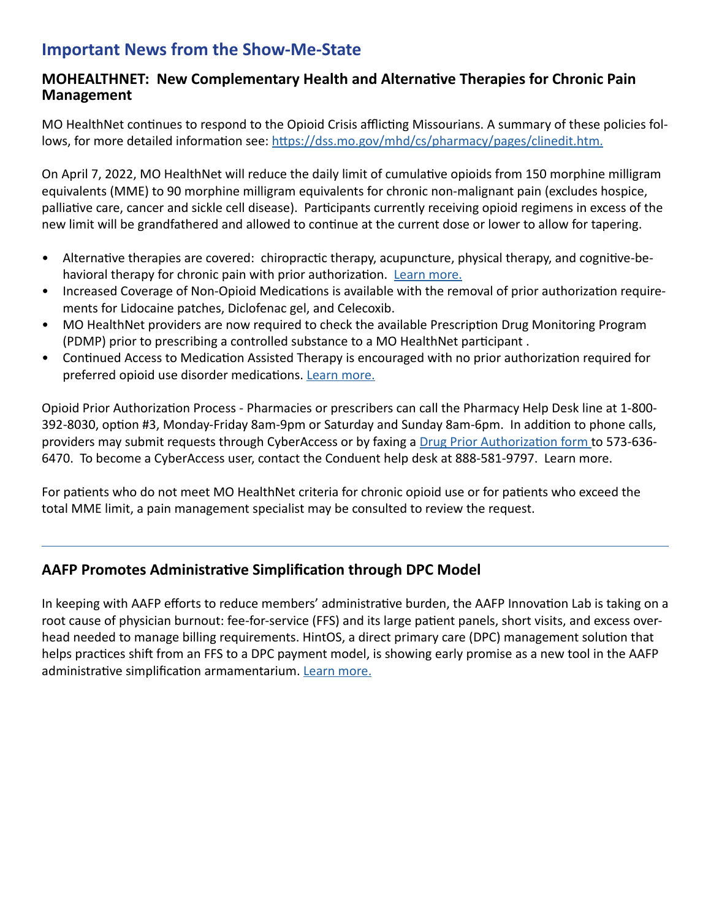## Important News from the Show-Me-State

### MOHEALTHNET: New Complementary Health and Alternative Therapies for Chronic Pain Management

MO HealthNet continues to respond to the Opioid Crisis afflicting Missourians. A summary of these policies follows, for more detailed information see: https://dss.mo.gov/mhd/cs/pharmacy/pages/clinedit.htm.

On April 7, 2022, MO HealthNet will reduce the daily limit of cumulative opioids from 150 morphine milligram equivalents (MME) to 90 morphine milligram equivalents for chronic non-malignant pain (excludes hospice, palliative care, cancer and sickle cell disease). Participants currently receiving opioid regimens in excess of the new limit will be grandfathered and allowed to continue at the current dose or lower to allow for tapering.

- Alternative therapies are covered: chiropractic therapy, acupuncture, physical therapy, and cognitive-behavioral therapy for chronic pain with prior authorization. Learn more.
- Increased Coverage of Non-Opioid Medications is available with the removal of prior authorization requirements for Lidocaine patches, Diclofenac gel, and Celecoxib.
- MO HealthNet providers are now required to check the available Prescription Drug Monitoring Program (PDMP) prior to prescribing a controlled substance to a MO HealthNet participant .
- Continued Access to Medication Assisted Therapy is encouraged with no prior authorization required for preferred opioid use disorder medications. Learn more.

Opioid Prior Authorization Process - Pharmacies or prescribers can call the Pharmacy Help Desk line at 1-800-392-8030, option #3, Monday-Friday 8am-9pm or Saturday and Sunday 8am-6pm. In addition to phone calls, providers may submit requests through CyberAccess or by faxing a Drug Prior Authorization form to 573-636-6470. To become a CyberAccess user, contact the Conduent help desk at 888-581-9797. Learn more.

For patients who do not meet MO HealthNet criteria for chronic opioid use or for patients who exceed the total MME limit, a pain management specialist may be consulted to review the request.

---

### AAFP Promotes Administrative Simplification through DPC Model

In keeping with AAFP efforts to reduce members' administrative burden, the AAFP Innovation Lab is taking on a root cause of physician burnout: fee-for-service (FFS) and its large patient panels, short visits, and excess overhead needed to manage billing requirements. HintOS, a direct primary care (DPC) management solution that helps practices shift from an FFS to a DPC payment model, is showing early promise as a new tool in the AAFP administrative simplification armamentarium. Learn more.